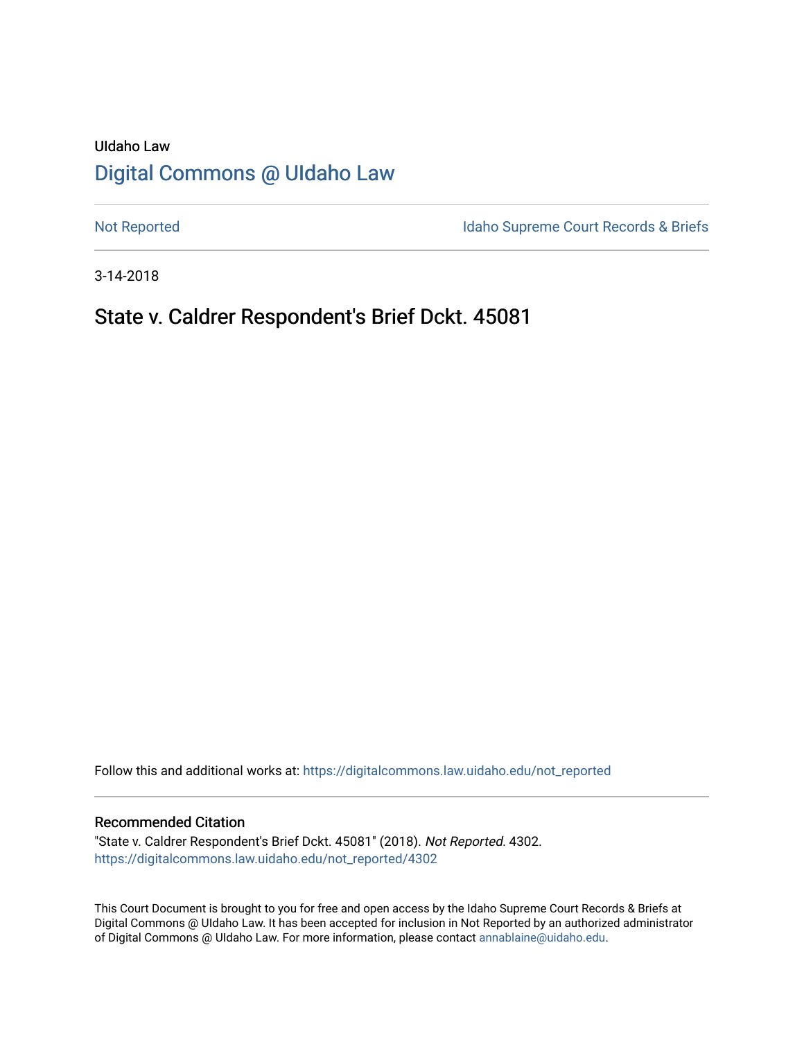UIdaho Law

# Digital Commons @ UIdaho Law

Not Reported

Idaho Supreme Court Records & Briefs

3-14-2018

## State v. Caldrer Respondent's Brief Dckt. 45081

Follow this and additional works at: https://digitalcommons.law.uidaho.edu/not_reported

### Recommended Citation

"State v. Caldrer Respondent's Brief Dckt. 45081" (2018). *Not Reported*. 4302.
https://digitalcommons.law.uidaho.edu/not_reported/4302

This Court Document is brought to you for free and open access by the Idaho Supreme Court Records & Briefs at Digital Commons @ UIdaho Law. It has been accepted for inclusion in Not Reported by an authorized administrator of Digital Commons @ UIdaho Law. For more information, please contact annablaine@uidaho.edu.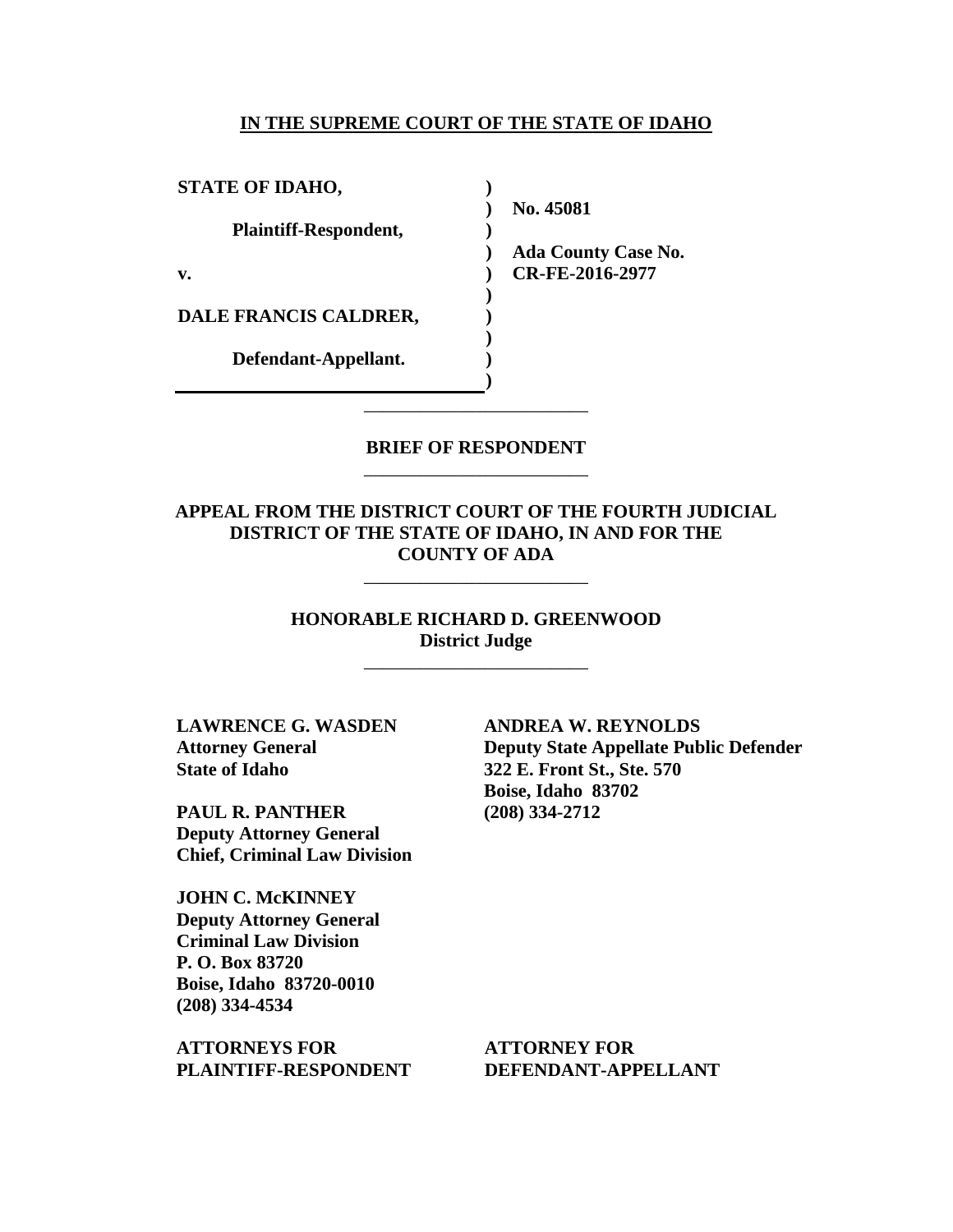**IN THE SUPREME COURT OF THE STATE OF IDAHO**

| | | |
|---|---|---|
| **STATE OF IDAHO,** | ) | |
| | ) | **No. 45081** |
| **Plaintiff-Respondent,** | ) | |
| | ) | **Ada County Case No.** |
| **v.** | ) | **CR-FE-2016-2977** |
| | ) | |
| **DALE FRANCIS CALDRER,** | ) | |
| | ) | |
| **Defendant-Appellant.** | ) | |
| | ) | |

---

**BRIEF OF RESPONDENT**

---

**APPEAL FROM THE DISTRICT COURT OF THE FOURTH JUDICIAL DISTRICT OF THE STATE OF IDAHO, IN AND FOR THE COUNTY OF ADA**

---

**HONORABLE RICHARD D. GREENWOOD**
**District Judge**

---

**LAWRENCE G. WASDEN**
**Attorney General**
**State of Idaho**

**PAUL R. PANTHER**
**Deputy Attorney General**
**Chief, Criminal Law Division**

**JOHN C. McKINNEY**
**Deputy Attorney General**
**Criminal Law Division**
**P. O. Box 83720**
**Boise, Idaho 83720-0010**
**(208) 334-4534**

**ATTORNEYS FOR**
**PLAINTIFF-RESPONDENT**

**ANDREA W. REYNOLDS**
**Deputy State Appellate Public Defender**
**322 E. Front St., Ste. 570**
**Boise, Idaho 83702**
**(208) 334-2712**

**ATTORNEY FOR**
**DEFENDANT-APPELLANT**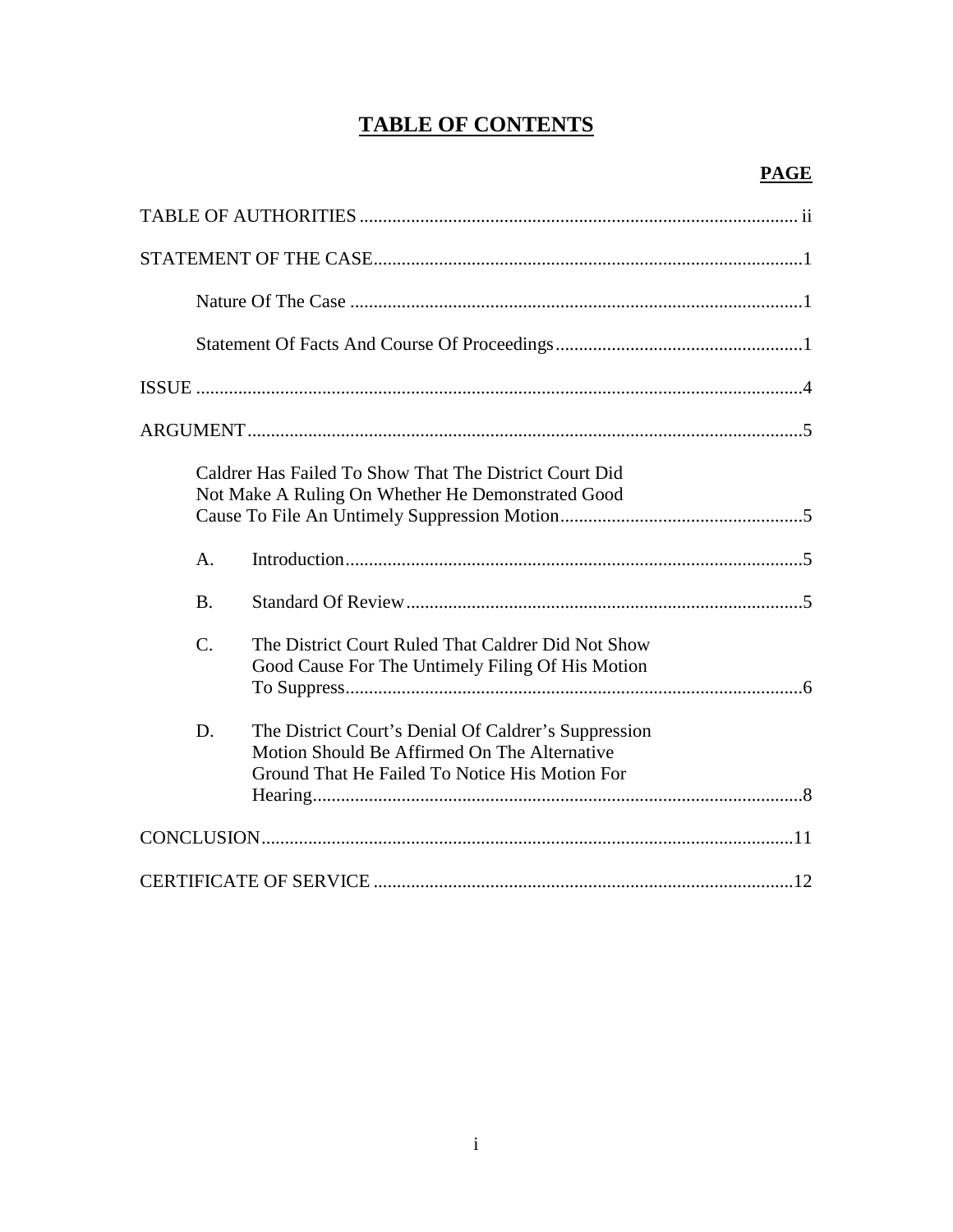# TABLE OF CONTENTS

| | PAGE |
|---|---|
| TABLE OF AUTHORITIES | ii |
| STATEMENT OF THE CASE | 1 |
| Nature Of The Case | 1 |
| Statement Of Facts And Course Of Proceedings | 1 |
| ISSUE | 4 |
| ARGUMENT | 5 |
| Caldrer Has Failed To Show That The District Court Did Not Make A Ruling On Whether He Demonstrated Good Cause To File An Untimely Suppression Motion | 5 |
| A. Introduction | 5 |
| B. Standard Of Review | 5 |
| C. The District Court Ruled That Caldrer Did Not Show Good Cause For The Untimely Filing Of His Motion To Suppress | 6 |
| D. The District Court's Denial Of Caldrer's Suppression Motion Should Be Affirmed On The Alternative Ground That He Failed To Notice His Motion For Hearing | 8 |
| CONCLUSION | 11 |
| CERTIFICATE OF SERVICE | 12 |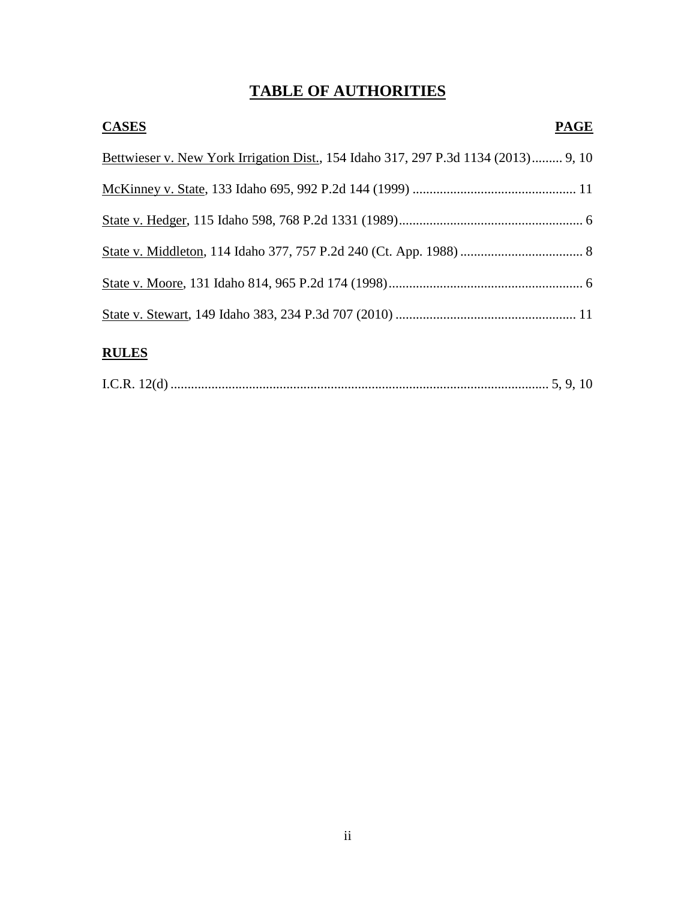# TABLE OF AUTHORITIES

**CASES** **PAGE**

Bettwieser v. New York Irrigation Dist., 154 Idaho 317, 297 P.3d 1134 (2013)......... 9, 10

McKinney v. State, 133 Idaho 695, 992 P.2d 144 (1999) ................................................ 11

State v. Hedger, 115 Idaho 598, 768 P.2d 1331 (1989)...................................................... 6

State v. Middleton, 114 Idaho 377, 757 P.2d 240 (Ct. App. 1988) .................................... 8

State v. Moore, 131 Idaho 814, 965 P.2d 174 (1998)......................................................... 6

State v. Stewart, 149 Idaho 383, 234 P.3d 707 (2010) ..................................................... 11

**RULES**

I.C.R. 12(d) .............................................................................................................. 5, 9, 10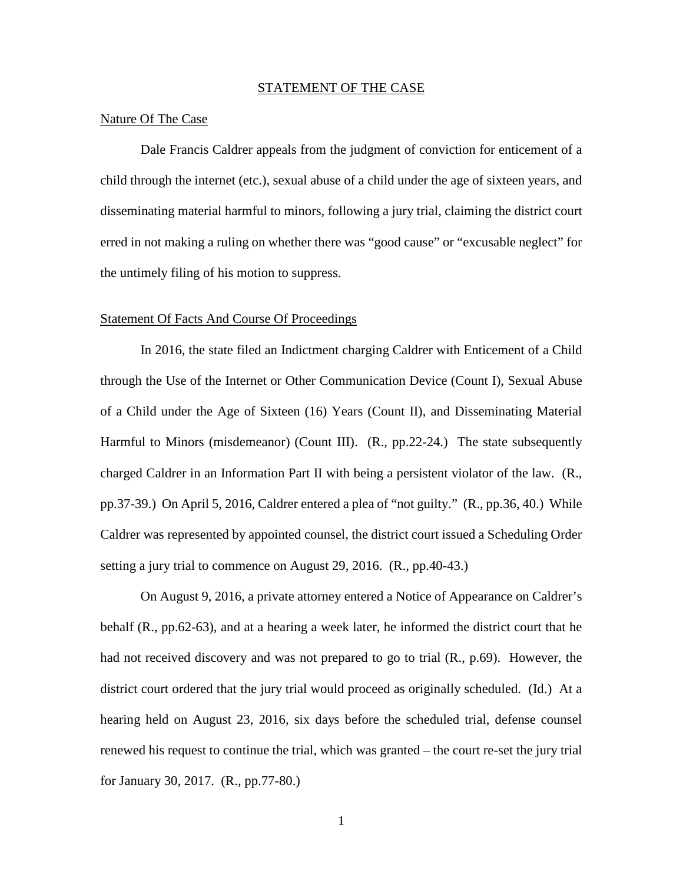## STATEMENT OF THE CASE

### Nature Of The Case

Dale Francis Caldrer appeals from the judgment of conviction for enticement of a child through the internet (etc.), sexual abuse of a child under the age of sixteen years, and disseminating material harmful to minors, following a jury trial, claiming the district court erred in not making a ruling on whether there was "good cause" or "excusable neglect" for the untimely filing of his motion to suppress.

### Statement Of Facts And Course Of Proceedings

In 2016, the state filed an Indictment charging Caldrer with Enticement of a Child through the Use of the Internet or Other Communication Device (Count I), Sexual Abuse of a Child under the Age of Sixteen (16) Years (Count II), and Disseminating Material Harmful to Minors (misdemeanor) (Count III). (R., pp.22-24.) The state subsequently charged Caldrer in an Information Part II with being a persistent violator of the law. (R., pp.37-39.) On April 5, 2016, Caldrer entered a plea of "not guilty." (R., pp.36, 40.) While Caldrer was represented by appointed counsel, the district court issued a Scheduling Order setting a jury trial to commence on August 29, 2016. (R., pp.40-43.)

On August 9, 2016, a private attorney entered a Notice of Appearance on Caldrer's behalf (R., pp.62-63), and at a hearing a week later, he informed the district court that he had not received discovery and was not prepared to go to trial (R., p.69). However, the district court ordered that the jury trial would proceed as originally scheduled. (Id.) At a hearing held on August 23, 2016, six days before the scheduled trial, defense counsel renewed his request to continue the trial, which was granted – the court re-set the jury trial for January 30, 2017. (R., pp.77-80.)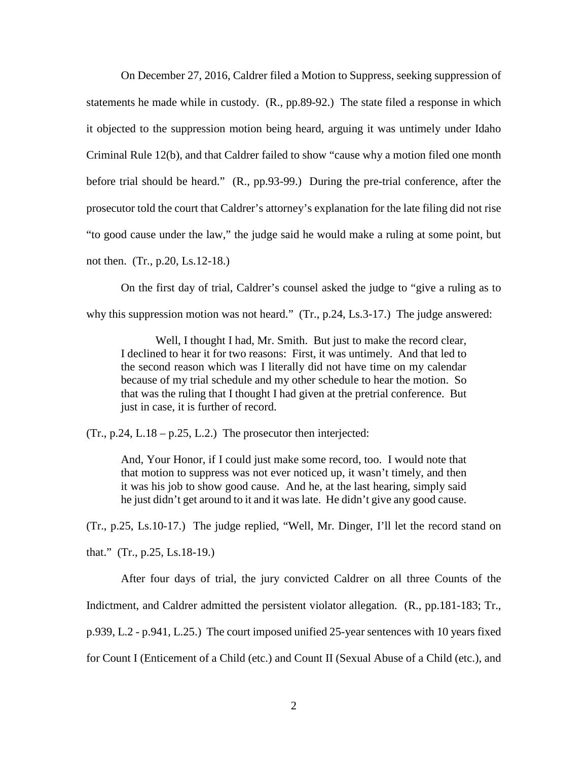On December 27, 2016, Caldrer filed a Motion to Suppress, seeking suppression of statements he made while in custody. (R., pp.89-92.) The state filed a response in which it objected to the suppression motion being heard, arguing it was untimely under Idaho Criminal Rule 12(b), and that Caldrer failed to show "cause why a motion filed one month before trial should be heard." (R., pp.93-99.) During the pre-trial conference, after the prosecutor told the court that Caldrer's attorney's explanation for the late filing did not rise "to good cause under the law," the judge said he would make a ruling at some point, but not then. (Tr., p.20, Ls.12-18.)

On the first day of trial, Caldrer's counsel asked the judge to "give a ruling as to why this suppression motion was not heard." (Tr., p.24, Ls.3-17.) The judge answered:

> Well, I thought I had, Mr. Smith. But just to make the record clear, I declined to hear it for two reasons: First, it was untimely. And that led to the second reason which was I literally did not have time on my calendar because of my trial schedule and my other schedule to hear the motion. So that was the ruling that I thought I had given at the pretrial conference. But just in case, it is further of record.

(Tr., p.24, L.18 – p.25, L.2.) The prosecutor then interjected:

> And, Your Honor, if I could just make some record, too. I would note that that motion to suppress was not ever noticed up, it wasn't timely, and then it was his job to show good cause. And he, at the last hearing, simply said he just didn't get around to it and it was late. He didn't give any good cause.

(Tr., p.25, Ls.10-17.) The judge replied, "Well, Mr. Dinger, I'll let the record stand on that." (Tr., p.25, Ls.18-19.)

After four days of trial, the jury convicted Caldrer on all three Counts of the Indictment, and Caldrer admitted the persistent violator allegation. (R., pp.181-183; Tr., p.939, L.2 - p.941, L.25.) The court imposed unified 25-year sentences with 10 years fixed for Count I (Enticement of a Child (etc.) and Count II (Sexual Abuse of a Child (etc.), and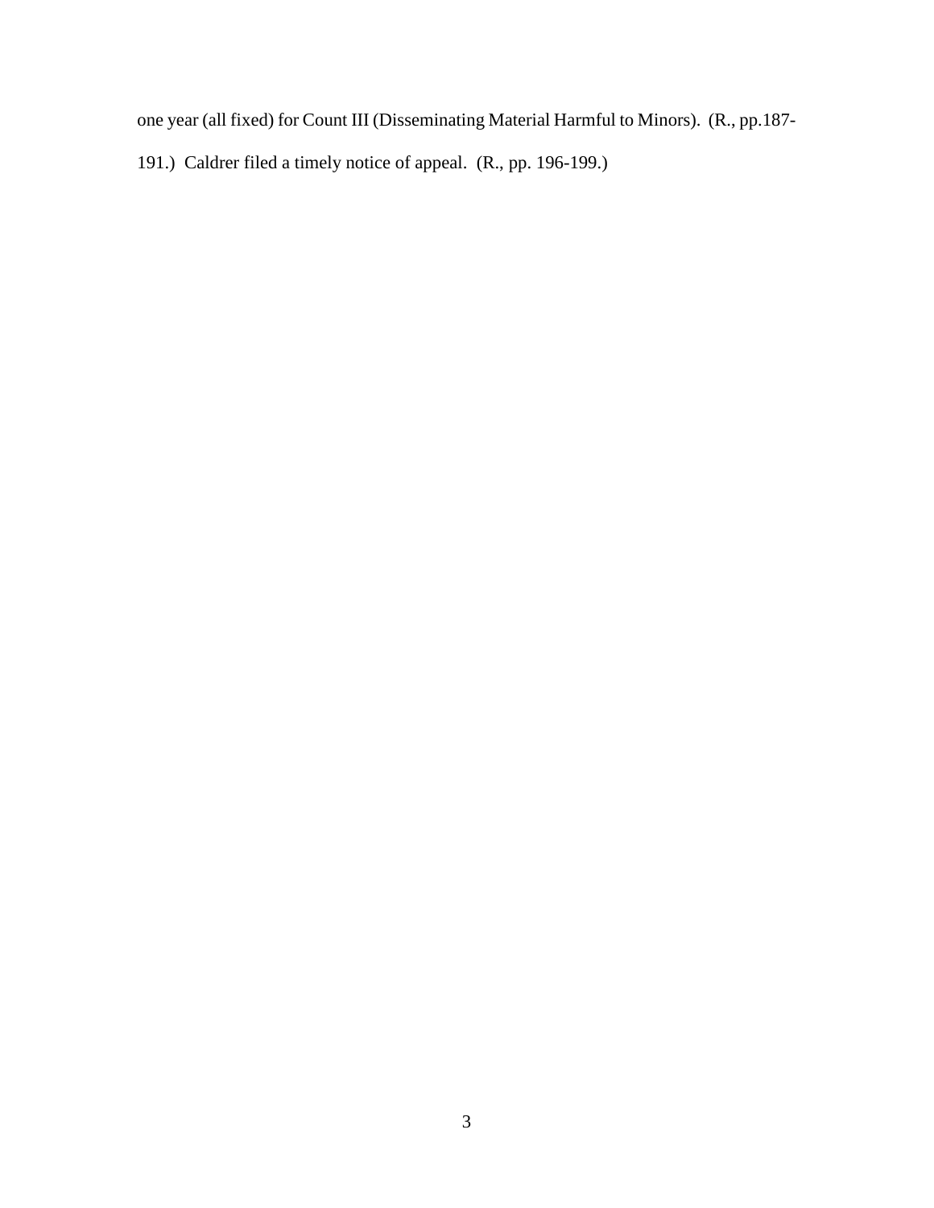one year (all fixed) for Count III (Disseminating Material Harmful to Minors). (R., pp.187-191.) Caldrer filed a timely notice of appeal. (R., pp. 196-199.)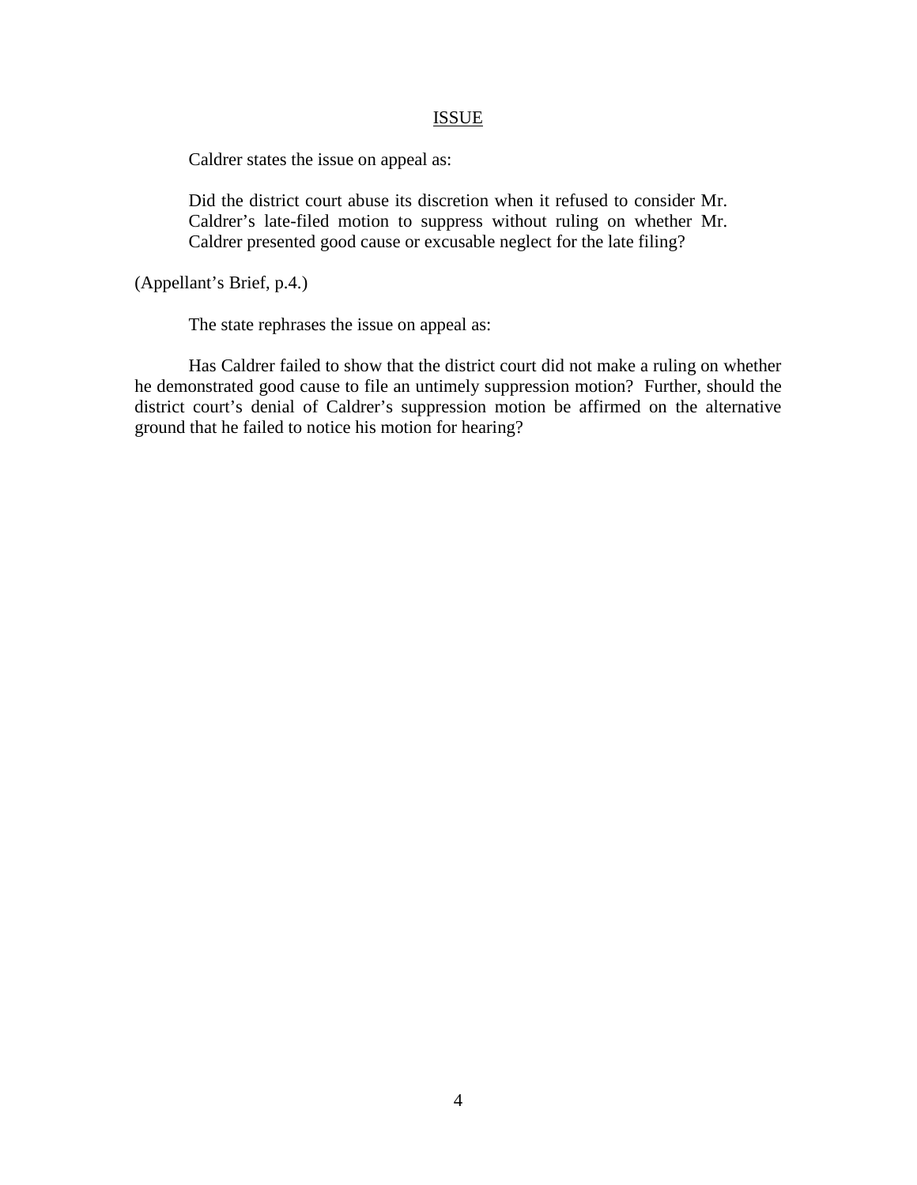## ISSUE

Caldrer states the issue on appeal as:

> Did the district court abuse its discretion when it refused to consider Mr. Caldrer's late-filed motion to suppress without ruling on whether Mr. Caldrer presented good cause or excusable neglect for the late filing?

(Appellant's Brief, p.4.)

The state rephrases the issue on appeal as:

Has Caldrer failed to show that the district court did not make a ruling on whether he demonstrated good cause to file an untimely suppression motion? Further, should the district court's denial of Caldrer's suppression motion be affirmed on the alternative ground that he failed to notice his motion for hearing?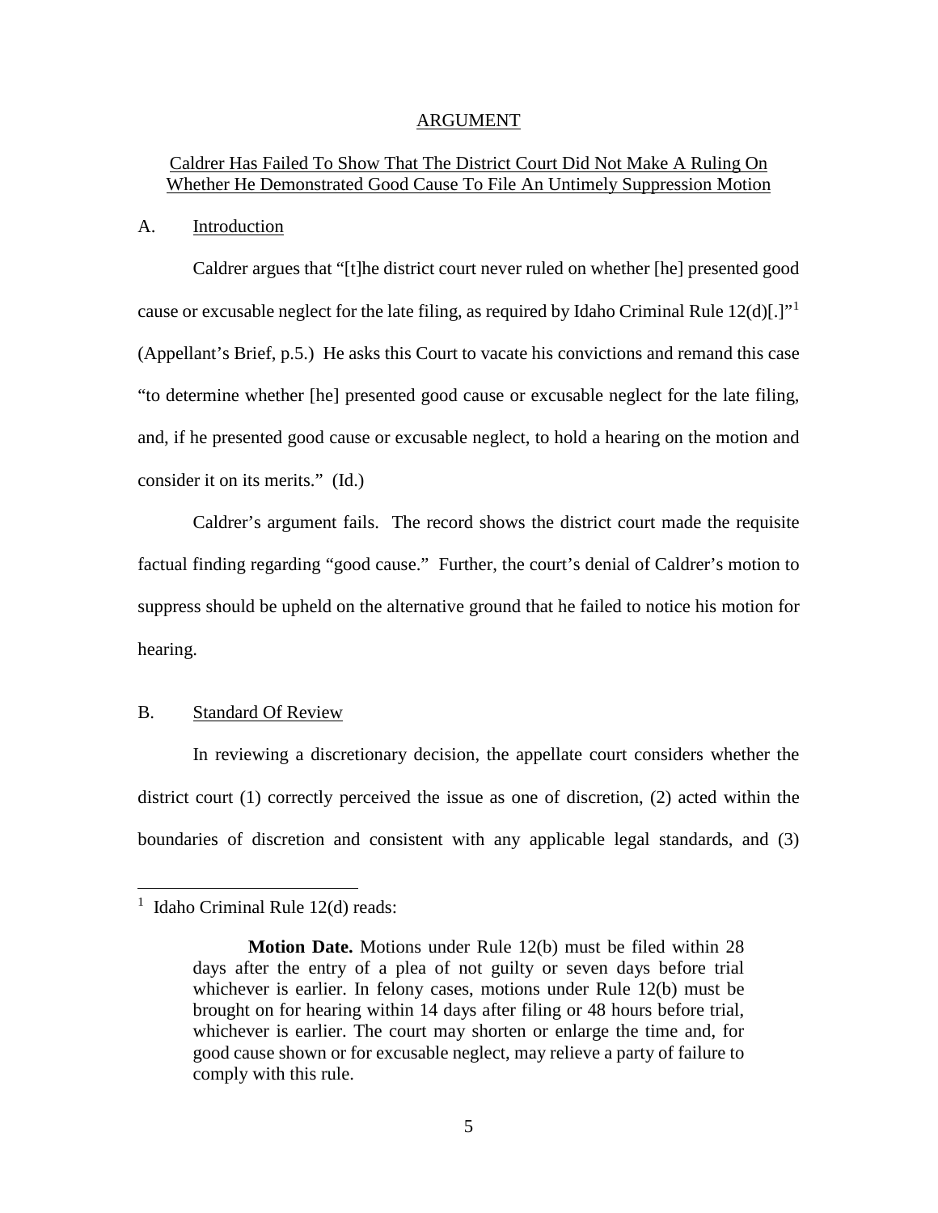## ARGUMENT

### Caldrer Has Failed To Show That The District Court Did Not Make A Ruling On Whether He Demonstrated Good Cause To File An Untimely Suppression Motion

A. Introduction

Caldrer argues that "[t]he district court never ruled on whether [he] presented good cause or excusable neglect for the late filing, as required by Idaho Criminal Rule 12(d)[.]"[1] (Appellant's Brief, p.5.) He asks this Court to vacate his convictions and remand this case "to determine whether [he] presented good cause or excusable neglect for the late filing, and, if he presented good cause or excusable neglect, to hold a hearing on the motion and consider it on its merits." (Id.)

Caldrer's argument fails. The record shows the district court made the requisite factual finding regarding "good cause." Further, the court's denial of Caldrer's motion to suppress should be upheld on the alternative ground that he failed to notice his motion for hearing.

B. Standard Of Review

In reviewing a discretionary decision, the appellate court considers whether the district court (1) correctly perceived the issue as one of discretion, (2) acted within the boundaries of discretion and consistent with any applicable legal standards, and (3)

---

[1] Idaho Criminal Rule 12(d) reads:

> **Motion Date.** Motions under Rule 12(b) must be filed within 28 days after the entry of a plea of not guilty or seven days before trial whichever is earlier. In felony cases, motions under Rule 12(b) must be brought on for hearing within 14 days after filing or 48 hours before trial, whichever is earlier. The court may shorten or enlarge the time and, for good cause shown or for excusable neglect, may relieve a party of failure to comply with this rule.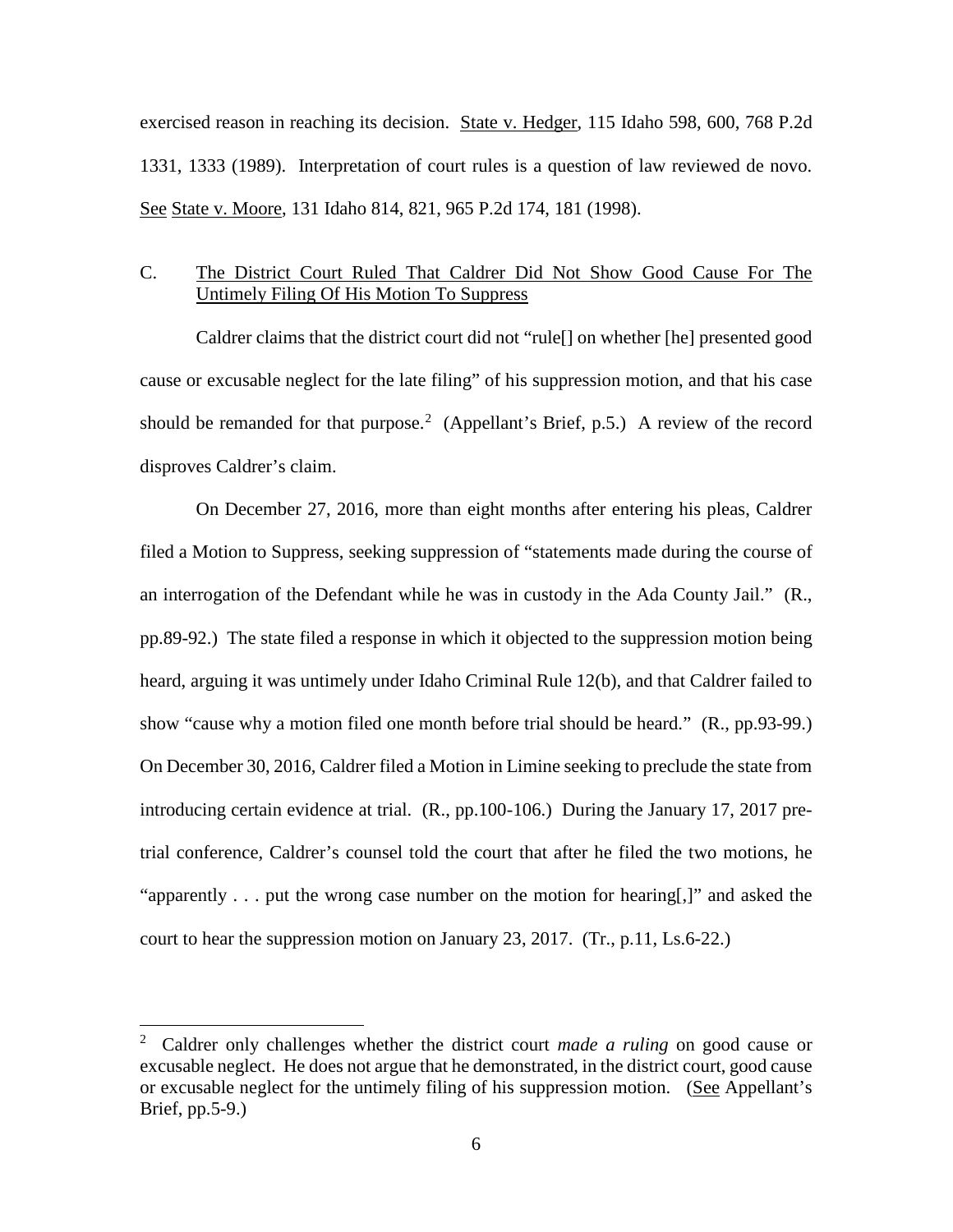exercised reason in reaching its decision. State v. Hedger, 115 Idaho 598, 600, 768 P.2d 1331, 1333 (1989). Interpretation of court rules is a question of law reviewed de novo. See State v. Moore, 131 Idaho 814, 821, 965 P.2d 174, 181 (1998).

### C. The District Court Ruled That Caldrer Did Not Show Good Cause For The Untimely Filing Of His Motion To Suppress

Caldrer claims that the district court did not "rule[] on whether [he] presented good cause or excusable neglect for the late filing" of his suppression motion, and that his case should be remanded for that purpose.[2] (Appellant's Brief, p.5.) A review of the record disproves Caldrer's claim.

On December 27, 2016, more than eight months after entering his pleas, Caldrer filed a Motion to Suppress, seeking suppression of "statements made during the course of an interrogation of the Defendant while he was in custody in the Ada County Jail." (R., pp.89-92.) The state filed a response in which it objected to the suppression motion being heard, arguing it was untimely under Idaho Criminal Rule 12(b), and that Caldrer failed to show "cause why a motion filed one month before trial should be heard." (R., pp.93-99.) On December 30, 2016, Caldrer filed a Motion in Limine seeking to preclude the state from introducing certain evidence at trial. (R., pp.100-106.) During the January 17, 2017 pre-trial conference, Caldrer's counsel told the court that after he filed the two motions, he "apparently . . . put the wrong case number on the motion for hearing[,]" and asked the court to hear the suppression motion on January 23, 2017. (Tr., p.11, Ls.6-22.)

---

[2] Caldrer only challenges whether the district court *made a ruling* on good cause or excusable neglect. He does not argue that he demonstrated, in the district court, good cause or excusable neglect for the untimely filing of his suppression motion. (See Appellant's Brief, pp.5-9.)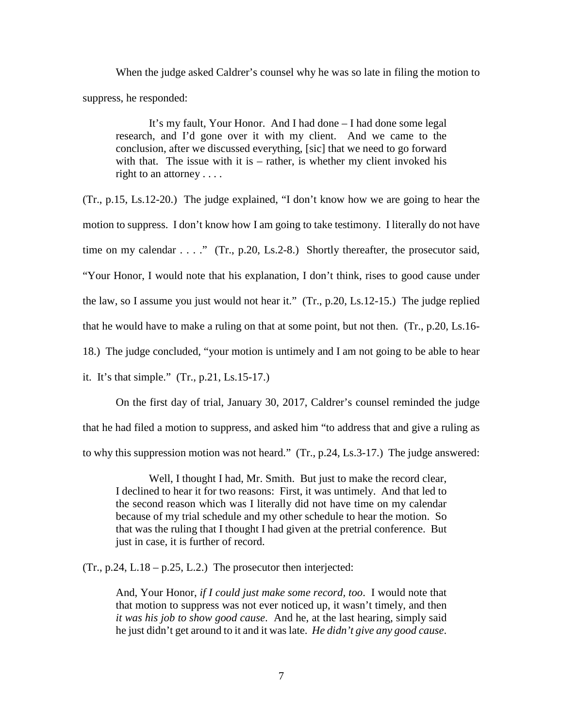When the judge asked Caldrer's counsel why he was so late in filing the motion to suppress, he responded:

> It's my fault, Your Honor. And I had done – I had done some legal research, and I'd gone over it with my client. And we came to the conclusion, after we discussed everything, [sic] that we need to go forward with that. The issue with it is – rather, is whether my client invoked his right to an attorney . . . .

(Tr., p.15, Ls.12-20.) The judge explained, "I don't know how we are going to hear the motion to suppress. I don't know how I am going to take testimony. I literally do not have time on my calendar . . . ." (Tr., p.20, Ls.2-8.) Shortly thereafter, the prosecutor said, "Your Honor, I would note that his explanation, I don't think, rises to good cause under the law, so I assume you just would not hear it." (Tr., p.20, Ls.12-15.) The judge replied that he would have to make a ruling on that at some point, but not then. (Tr., p.20, Ls.16-18.) The judge concluded, "your motion is untimely and I am not going to be able to hear it. It's that simple." (Tr., p.21, Ls.15-17.)

On the first day of trial, January 30, 2017, Caldrer's counsel reminded the judge that he had filed a motion to suppress, and asked him "to address that and give a ruling as to why this suppression motion was not heard." (Tr., p.24, Ls.3-17.) The judge answered:

> Well, I thought I had, Mr. Smith. But just to make the record clear, I declined to hear it for two reasons: First, it was untimely. And that led to the second reason which was I literally did not have time on my calendar because of my trial schedule and my other schedule to hear the motion. So that was the ruling that I thought I had given at the pretrial conference. But just in case, it is further of record.

(Tr., p.24, L.18 – p.25, L.2.) The prosecutor then interjected:

> And, Your Honor, *if I could just make some record, too*. I would note that that motion to suppress was not ever noticed up, it wasn't timely, and then *it was his job to show good cause*. And he, at the last hearing, simply said he just didn't get around to it and it was late. *He didn't give any good cause*.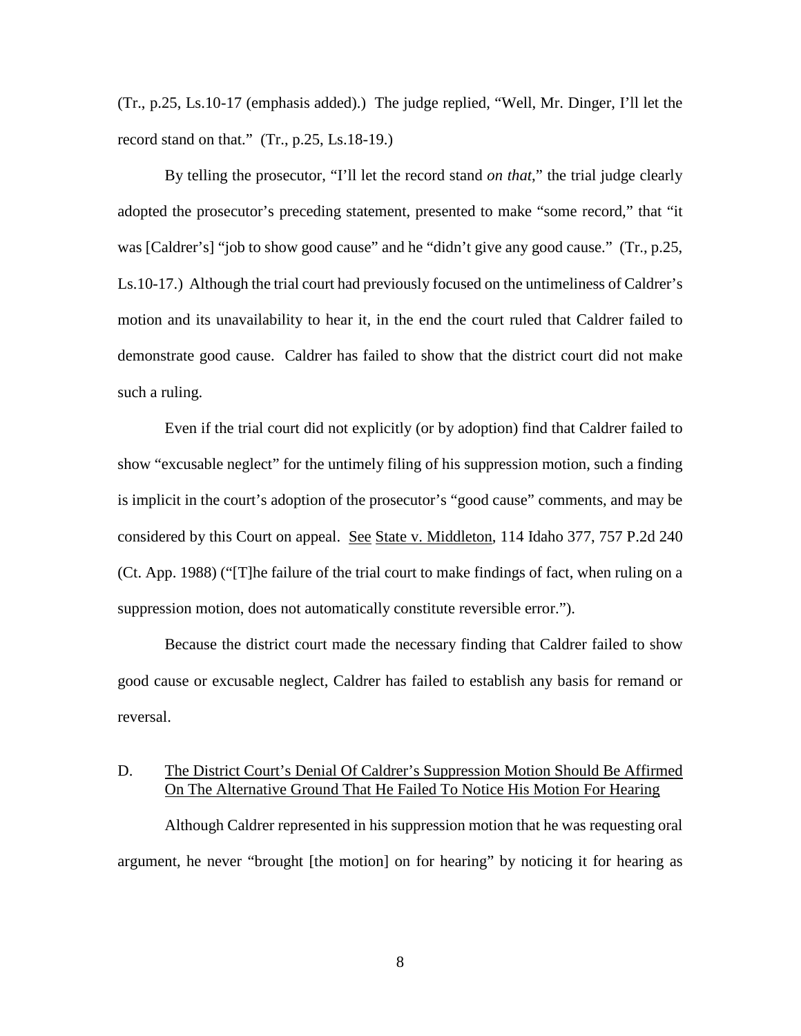(Tr., p.25, Ls.10-17 (emphasis added).) The judge replied, "Well, Mr. Dinger, I'll let the record stand on that." (Tr., p.25, Ls.18-19.)

By telling the prosecutor, "I'll let the record stand *on that*," the trial judge clearly adopted the prosecutor's preceding statement, presented to make "some record," that "it was [Caldrer's] "job to show good cause" and he "didn't give any good cause." (Tr., p.25, Ls.10-17.) Although the trial court had previously focused on the untimeliness of Caldrer's motion and its unavailability to hear it, in the end the court ruled that Caldrer failed to demonstrate good cause. Caldrer has failed to show that the district court did not make such a ruling.

Even if the trial court did not explicitly (or by adoption) find that Caldrer failed to show "excusable neglect" for the untimely filing of his suppression motion, such a finding is implicit in the court's adoption of the prosecutor's "good cause" comments, and may be considered by this Court on appeal. See State v. Middleton, 114 Idaho 377, 757 P.2d 240 (Ct. App. 1988) ("[T]he failure of the trial court to make findings of fact, when ruling on a suppression motion, does not automatically constitute reversible error.").

Because the district court made the necessary finding that Caldrer failed to show good cause or excusable neglect, Caldrer has failed to establish any basis for remand or reversal.

## D. The District Court's Denial Of Caldrer's Suppression Motion Should Be Affirmed On The Alternative Ground That He Failed To Notice His Motion For Hearing

Although Caldrer represented in his suppression motion that he was requesting oral argument, he never "brought [the motion] on for hearing" by noticing it for hearing as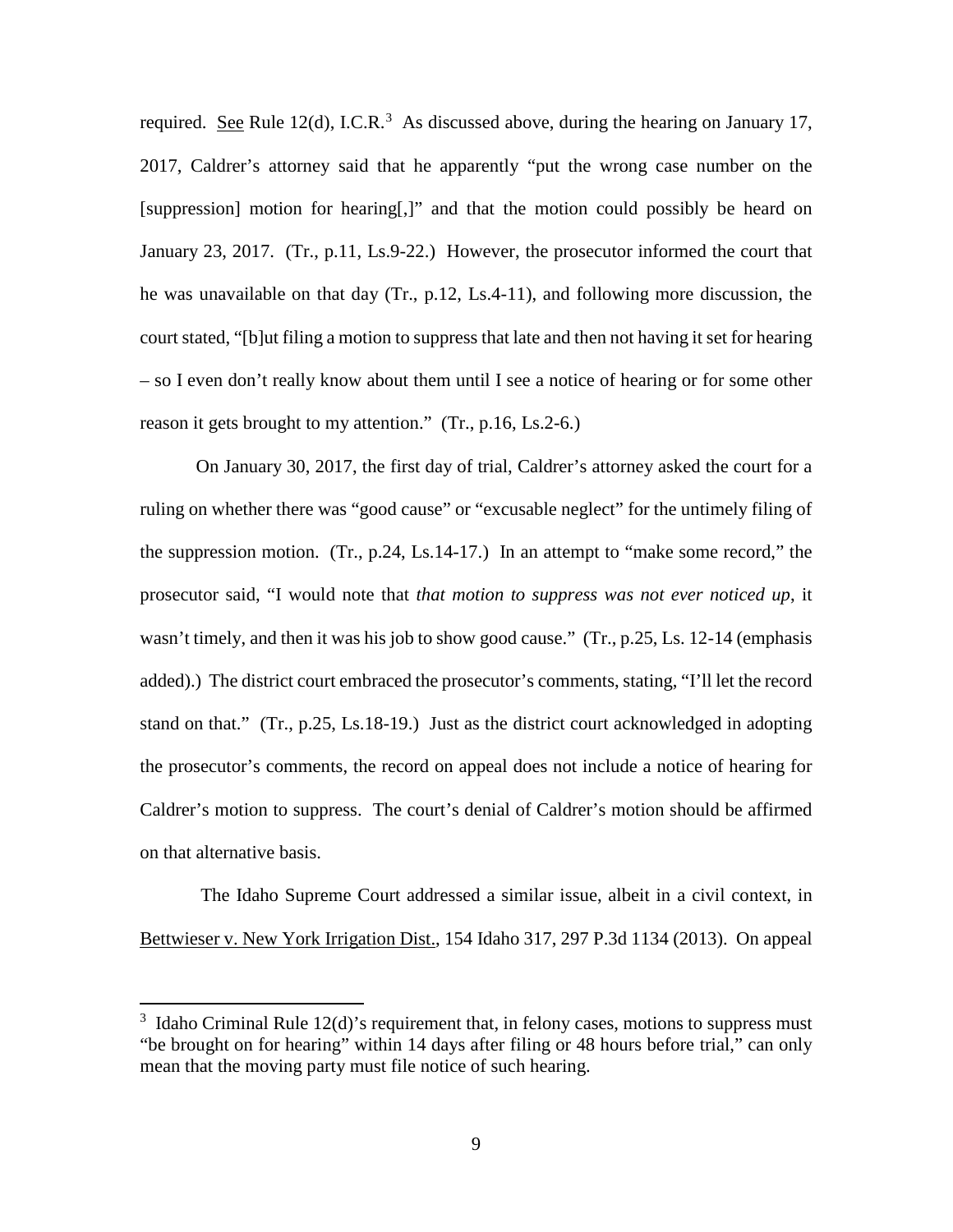required. See Rule 12(d), I.C.R.[3] As discussed above, during the hearing on January 17, 2017, Caldrer's attorney said that he apparently "put the wrong case number on the [suppression] motion for hearing[,]" and that the motion could possibly be heard on January 23, 2017. (Tr., p.11, Ls.9-22.) However, the prosecutor informed the court that he was unavailable on that day (Tr., p.12, Ls.4-11), and following more discussion, the court stated, "[b]ut filing a motion to suppress that late and then not having it set for hearing – so I even don't really know about them until I see a notice of hearing or for some other reason it gets brought to my attention." (Tr., p.16, Ls.2-6.)

On January 30, 2017, the first day of trial, Caldrer's attorney asked the court for a ruling on whether there was "good cause" or "excusable neglect" for the untimely filing of the suppression motion. (Tr., p.24, Ls.14-17.) In an attempt to "make some record," the prosecutor said, "I would note that *that motion to suppress was not ever noticed up*, it wasn't timely, and then it was his job to show good cause." (Tr., p.25, Ls. 12-14 (emphasis added).) The district court embraced the prosecutor's comments, stating, "I'll let the record stand on that." (Tr., p.25, Ls.18-19.) Just as the district court acknowledged in adopting the prosecutor's comments, the record on appeal does not include a notice of hearing for Caldrer's motion to suppress. The court's denial of Caldrer's motion should be affirmed on that alternative basis.

The Idaho Supreme Court addressed a similar issue, albeit in a civil context, in Bettwieser v. New York Irrigation Dist., 154 Idaho 317, 297 P.3d 1134 (2013). On appeal

---

[3] Idaho Criminal Rule 12(d)'s requirement that, in felony cases, motions to suppress must "be brought on for hearing" within 14 days after filing or 48 hours before trial," can only mean that the moving party must file notice of such hearing.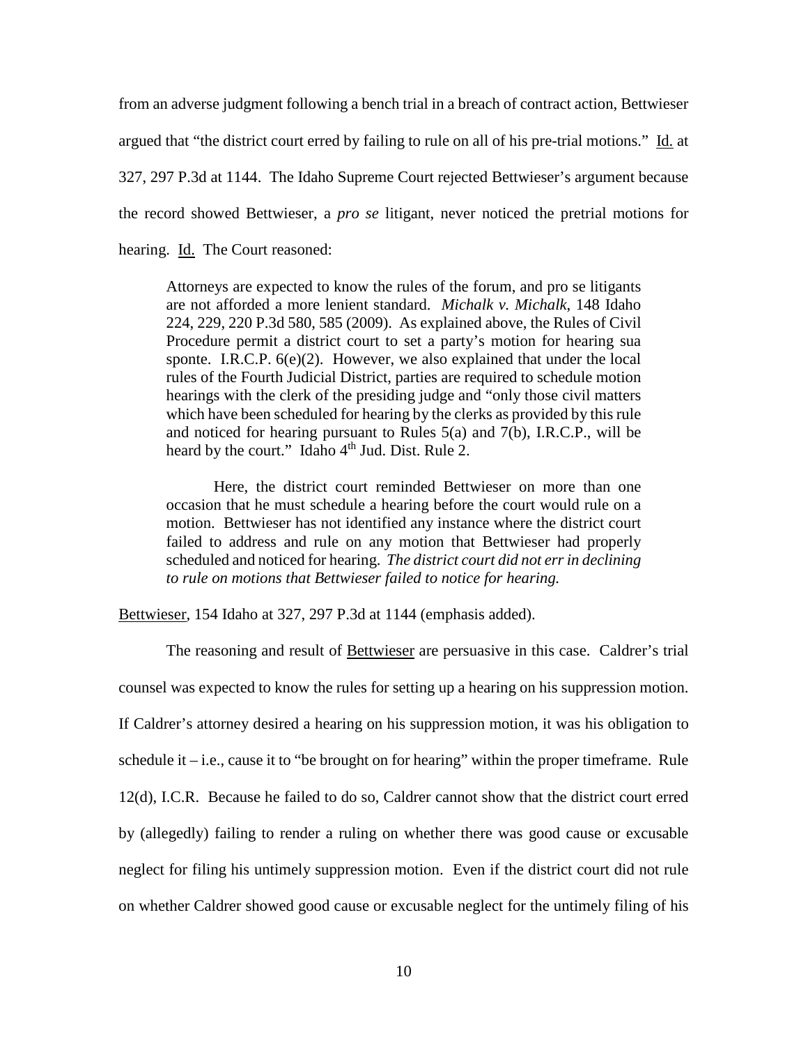from an adverse judgment following a bench trial in a breach of contract action, Bettwieser argued that "the district court erred by failing to rule on all of his pre-trial motions." Id. at 327, 297 P.3d at 1144. The Idaho Supreme Court rejected Bettwieser's argument because the record showed Bettwieser, a *pro se* litigant, never noticed the pretrial motions for hearing. Id. The Court reasoned:

> Attorneys are expected to know the rules of the forum, and pro se litigants are not afforded a more lenient standard. *Michalk v. Michalk*, 148 Idaho 224, 229, 220 P.3d 580, 585 (2009). As explained above, the Rules of Civil Procedure permit a district court to set a party's motion for hearing sua sponte. I.R.C.P. 6(e)(2). However, we also explained that under the local rules of the Fourth Judicial District, parties are required to schedule motion hearings with the clerk of the presiding judge and "only those civil matters which have been scheduled for hearing by the clerks as provided by this rule and noticed for hearing pursuant to Rules 5(a) and 7(b), I.R.C.P., will be heard by the court." Idaho 4th Jud. Dist. Rule 2.
>
> Here, the district court reminded Bettwieser on more than one occasion that he must schedule a hearing before the court would rule on a motion. Bettwieser has not identified any instance where the district court failed to address and rule on any motion that Bettwieser had properly scheduled and noticed for hearing. *The district court did not err in declining to rule on motions that Bettwieser failed to notice for hearing.*

Bettwieser, 154 Idaho at 327, 297 P.3d at 1144 (emphasis added).

The reasoning and result of Bettwieser are persuasive in this case. Caldrer's trial counsel was expected to know the rules for setting up a hearing on his suppression motion. If Caldrer's attorney desired a hearing on his suppression motion, it was his obligation to schedule it – i.e., cause it to "be brought on for hearing" within the proper timeframe. Rule 12(d), I.C.R. Because he failed to do so, Caldrer cannot show that the district court erred by (allegedly) failing to render a ruling on whether there was good cause or excusable neglect for filing his untimely suppression motion. Even if the district court did not rule on whether Caldrer showed good cause or excusable neglect for the untimely filing of his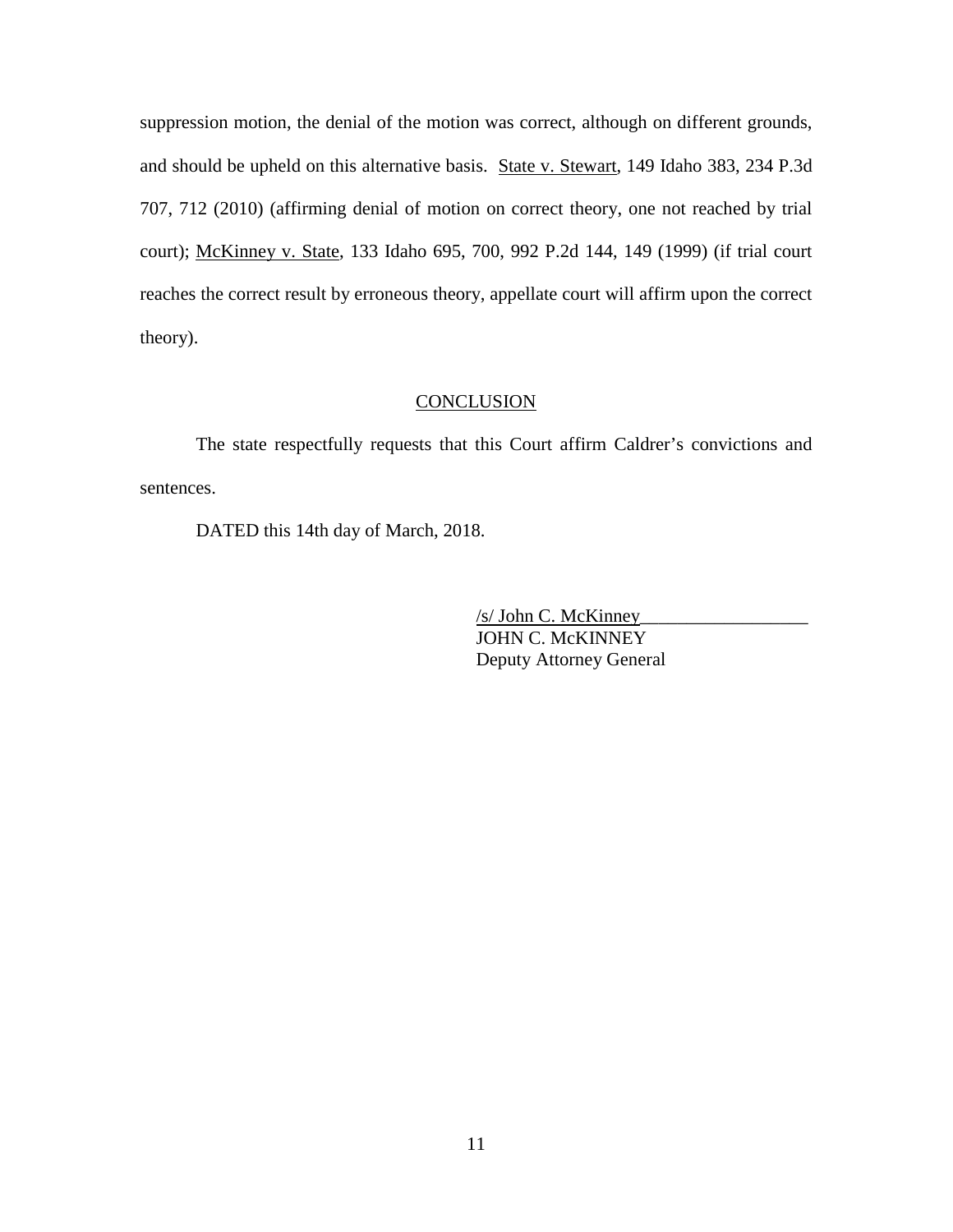suppression motion, the denial of the motion was correct, although on different grounds, and should be upheld on this alternative basis. State v. Stewart, 149 Idaho 383, 234 P.3d 707, 712 (2010) (affirming denial of motion on correct theory, one not reached by trial court); McKinney v. State, 133 Idaho 695, 700, 992 P.2d 144, 149 (1999) (if trial court reaches the correct result by erroneous theory, appellate court will affirm upon the correct theory).

## CONCLUSION

The state respectfully requests that this Court affirm Caldrer's convictions and sentences.

DATED this 14th day of March, 2018.

/s/ John C. McKinney__________________
JOHN C. McKINNEY
Deputy Attorney General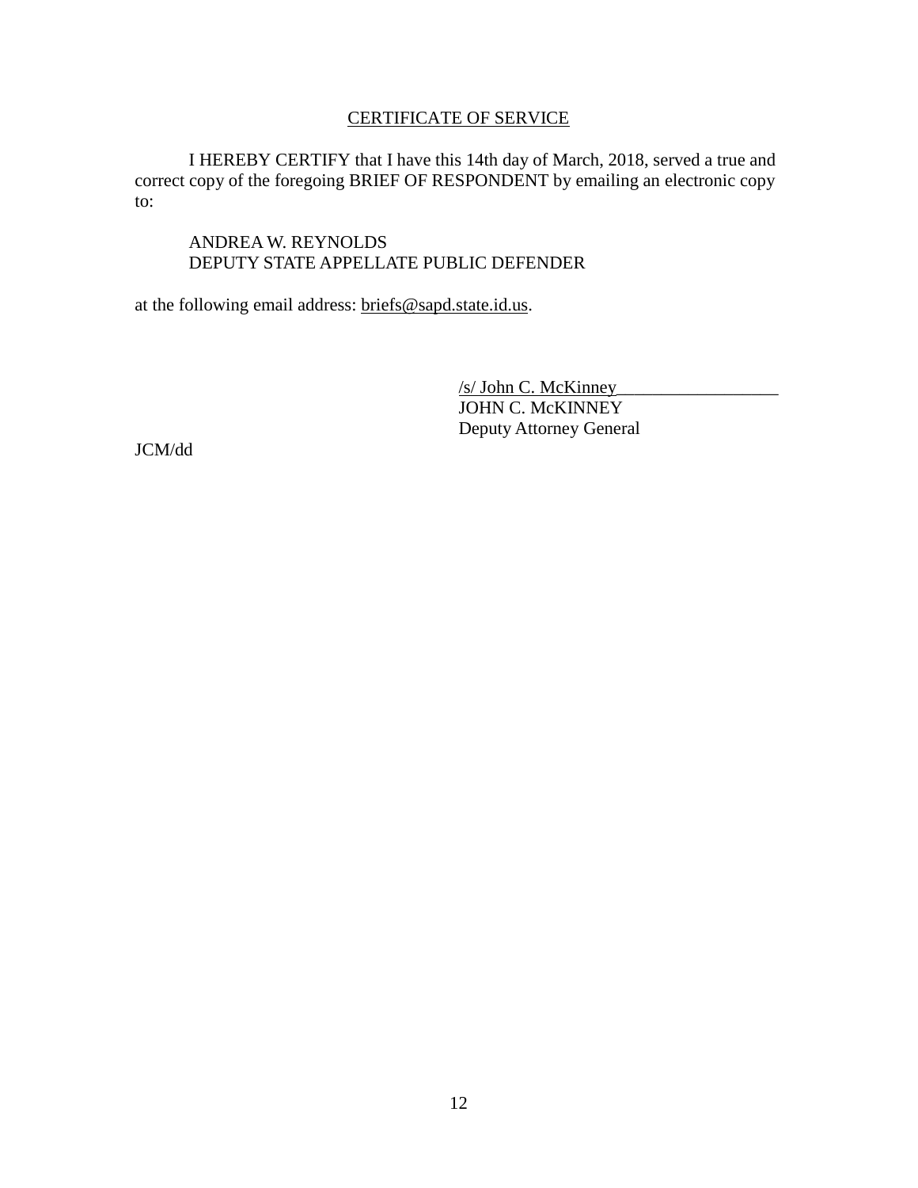## CERTIFICATE OF SERVICE

I HEREBY CERTIFY that I have this 14th day of March, 2018, served a true and correct copy of the foregoing BRIEF OF RESPONDENT by emailing an electronic copy to:

ANDREA W. REYNOLDS  
DEPUTY STATE APPELLATE PUBLIC DEFENDER

at the following email address: briefs@sapd.state.id.us.

/s/ John C. McKinney___________________  
JOHN C. McKINNEY  
Deputy Attorney General

JCM/dd